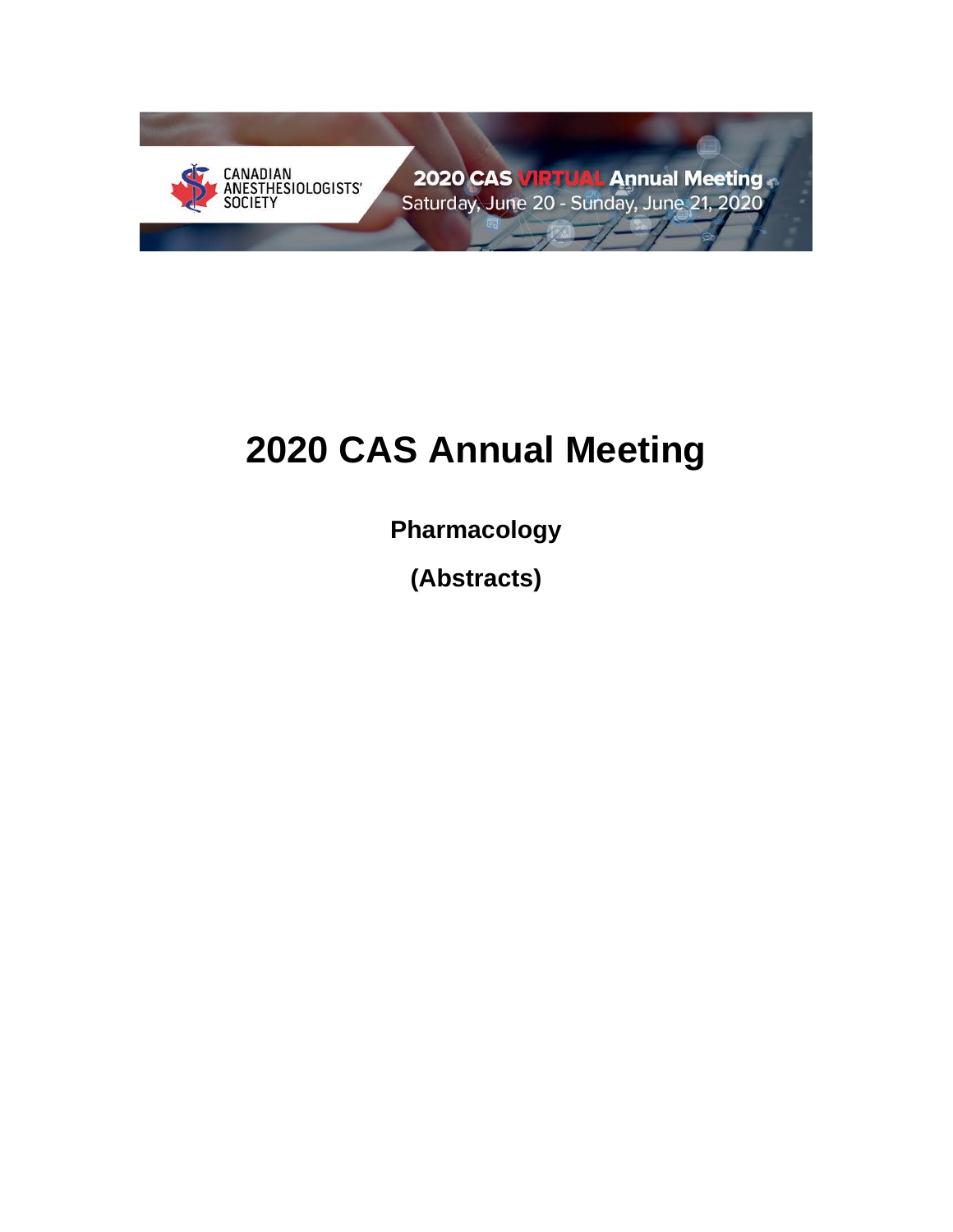CANADIAN ANESTHESIOLOGISTS' SOCIETY

2020 CAS VIRTUAL Annual Meeting
Saturday, June 20 - Sunday, June 21, 2020

# 2020 CAS Annual Meeting

## Pharmacology

## (Abstracts)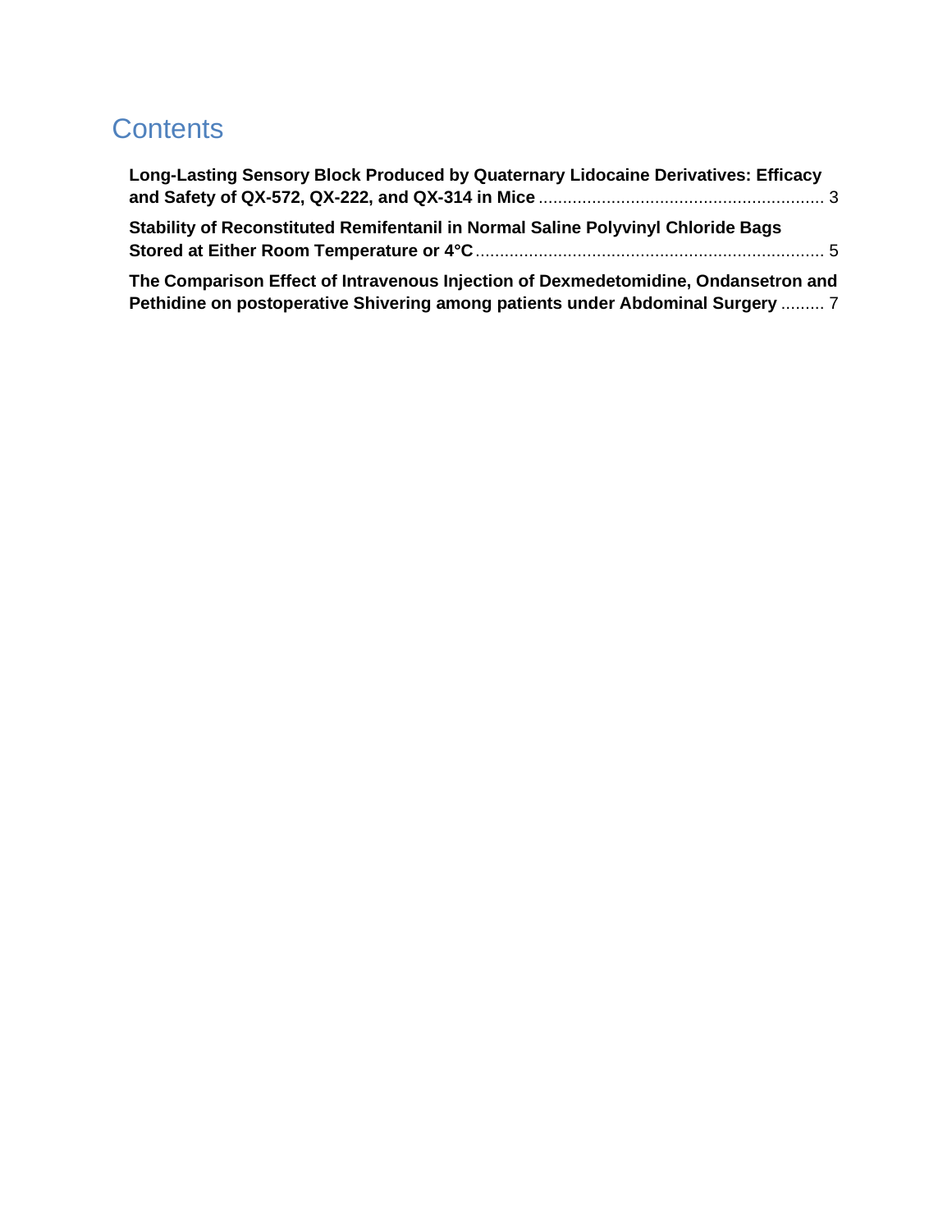# Contents

**Long-Lasting Sensory Block Produced by Quaternary Lidocaine Derivatives: Efficacy and Safety of QX-572, QX-222, and QX-314 in Mice** ........................................................ 3

**Stability of Reconstituted Remifentanil in Normal Saline Polyvinyl Chloride Bags Stored at Either Room Temperature or 4°C** ...................................................................... 5

**The Comparison Effect of Intravenous Injection of Dexmedetomidine, Ondansetron and Pethidine on postoperative Shivering among patients under Abdominal Surgery** ......... 7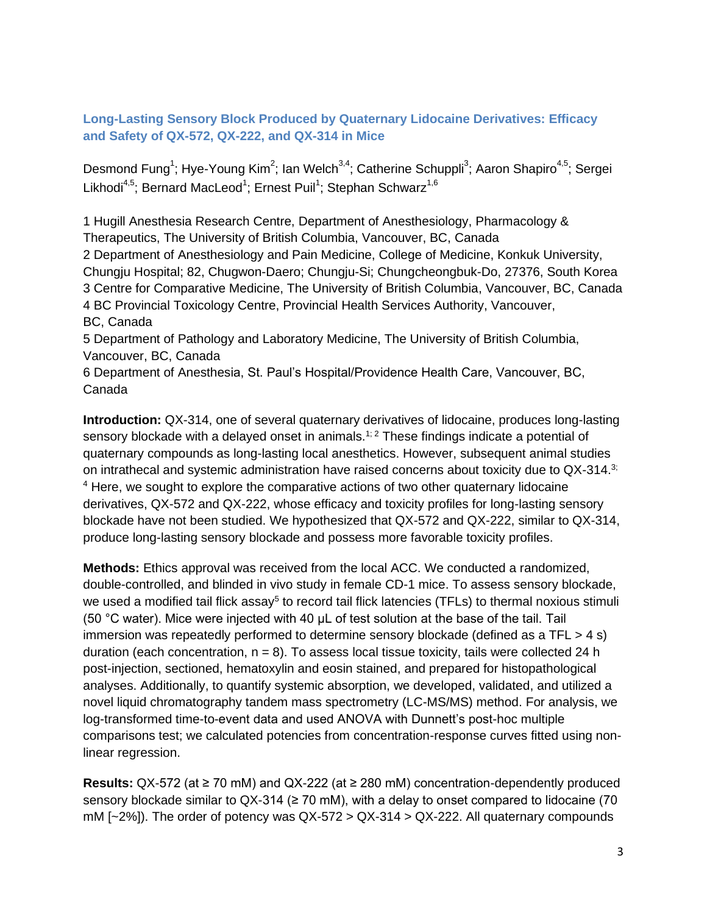## Long-Lasting Sensory Block Produced by Quaternary Lidocaine Derivatives: Efficacy and Safety of QX-572, QX-222, and QX-314 in Mice

Desmond Fung[1]; Hye-Young Kim[2]; Ian Welch[3,4]; Catherine Schuppli[3]; Aaron Shapiro[4,5]; Sergei Likhodi[4,5]; Bernard MacLeod[1]; Ernest Puil[1]; Stephan Schwarz[1,6]

1 Hugill Anesthesia Research Centre, Department of Anesthesiology, Pharmacology & Therapeutics, The University of British Columbia, Vancouver, BC, Canada
2 Department of Anesthesiology and Pain Medicine, College of Medicine, Konkuk University, Chungju Hospital; 82, Chugwon-Daero; Chungju-Si; Chungcheongbuk-Do, 27376, South Korea
3 Centre for Comparative Medicine, The University of British Columbia, Vancouver, BC, Canada
4 BC Provincial Toxicology Centre, Provincial Health Services Authority, Vancouver, BC, Canada
5 Department of Pathology and Laboratory Medicine, The University of British Columbia, Vancouver, BC, Canada
6 Department of Anesthesia, St. Paul's Hospital/Providence Health Care, Vancouver, BC, Canada

**Introduction:** QX-314, one of several quaternary derivatives of lidocaine, produces long-lasting sensory blockade with a delayed onset in animals.[1; 2] These findings indicate a potential of quaternary compounds as long-lasting local anesthetics. However, subsequent animal studies on intrathecal and systemic administration have raised concerns about toxicity due to QX-314.[3; 4] Here, we sought to explore the comparative actions of two other quaternary lidocaine derivatives, QX-572 and QX-222, whose efficacy and toxicity profiles for long-lasting sensory blockade have not been studied. We hypothesized that QX-572 and QX-222, similar to QX-314, produce long-lasting sensory blockade and possess more favorable toxicity profiles.

**Methods:** Ethics approval was received from the local ACC. We conducted a randomized, double-controlled, and blinded in vivo study in female CD-1 mice. To assess sensory blockade, we used a modified tail flick assay[5] to record tail flick latencies (TFLs) to thermal noxious stimuli (50 °C water). Mice were injected with 40 µL of test solution at the base of the tail. Tail immersion was repeatedly performed to determine sensory blockade (defined as a TFL > 4 s) duration (each concentration, n = 8). To assess local tissue toxicity, tails were collected 24 h post-injection, sectioned, hematoxylin and eosin stained, and prepared for histopathological analyses. Additionally, to quantify systemic absorption, we developed, validated, and utilized a novel liquid chromatography tandem mass spectrometry (LC-MS/MS) method. For analysis, we log-transformed time-to-event data and used ANOVA with Dunnett's post-hoc multiple comparisons test; we calculated potencies from concentration-response curves fitted using non-linear regression.

**Results:** QX-572 (at ≥ 70 mM) and QX-222 (at ≥ 280 mM) concentration-dependently produced sensory blockade similar to QX-314 (≥ 70 mM), with a delay to onset compared to lidocaine (70 mM [~2%]). The order of potency was QX-572 > QX-314 > QX-222. All quaternary compounds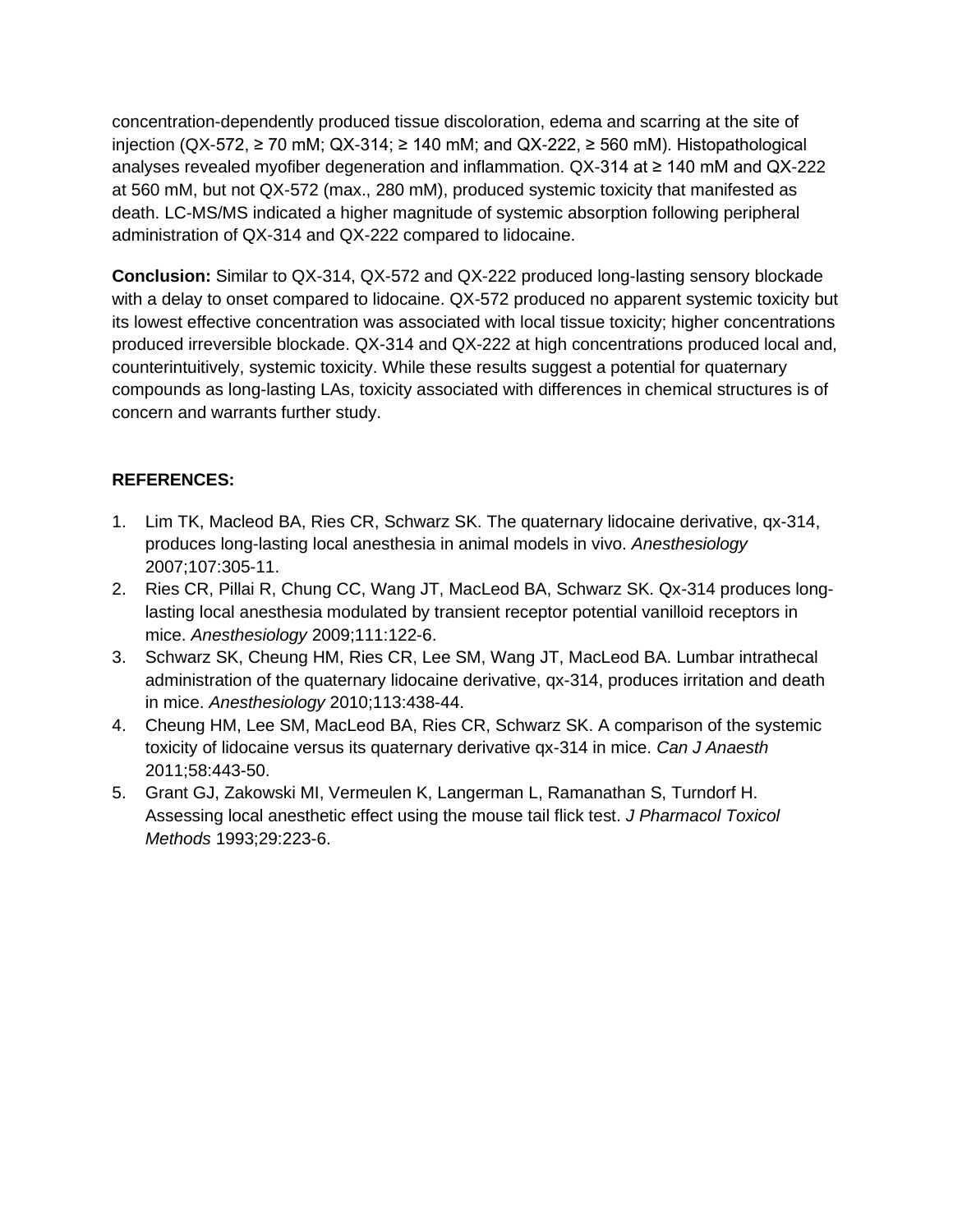concentration-dependently produced tissue discoloration, edema and scarring at the site of injection (QX-572, ≥ 70 mM; QX-314; ≥ 140 mM; and QX-222, ≥ 560 mM). Histopathological analyses revealed myofiber degeneration and inflammation. QX-314 at ≥ 140 mM and QX-222 at 560 mM, but not QX-572 (max., 280 mM), produced systemic toxicity that manifested as death. LC-MS/MS indicated a higher magnitude of systemic absorption following peripheral administration of QX-314 and QX-222 compared to lidocaine.

**Conclusion:** Similar to QX-314, QX-572 and QX-222 produced long-lasting sensory blockade with a delay to onset compared to lidocaine. QX-572 produced no apparent systemic toxicity but its lowest effective concentration was associated with local tissue toxicity; higher concentrations produced irreversible blockade. QX-314 and QX-222 at high concentrations produced local and, counterintuitively, systemic toxicity. While these results suggest a potential for quaternary compounds as long-lasting LAs, toxicity associated with differences in chemical structures is of concern and warrants further study.

**REFERENCES:**

1. Lim TK, Macleod BA, Ries CR, Schwarz SK. The quaternary lidocaine derivative, qx-314, produces long-lasting local anesthesia in animal models in vivo. *Anesthesiology* 2007;107:305-11.
2. Ries CR, Pillai R, Chung CC, Wang JT, MacLeod BA, Schwarz SK. Qx-314 produces long-lasting local anesthesia modulated by transient receptor potential vanilloid receptors in mice. *Anesthesiology* 2009;111:122-6.
3. Schwarz SK, Cheung HM, Ries CR, Lee SM, Wang JT, MacLeod BA. Lumbar intrathecal administration of the quaternary lidocaine derivative, qx-314, produces irritation and death in mice. *Anesthesiology* 2010;113:438-44.
4. Cheung HM, Lee SM, MacLeod BA, Ries CR, Schwarz SK. A comparison of the systemic toxicity of lidocaine versus its quaternary derivative qx-314 in mice. *Can J Anaesth* 2011;58:443-50.
5. Grant GJ, Zakowski MI, Vermeulen K, Langerman L, Ramanathan S, Turndorf H. Assessing local anesthetic effect using the mouse tail flick test. *J Pharmacol Toxicol Methods* 1993;29:223-6.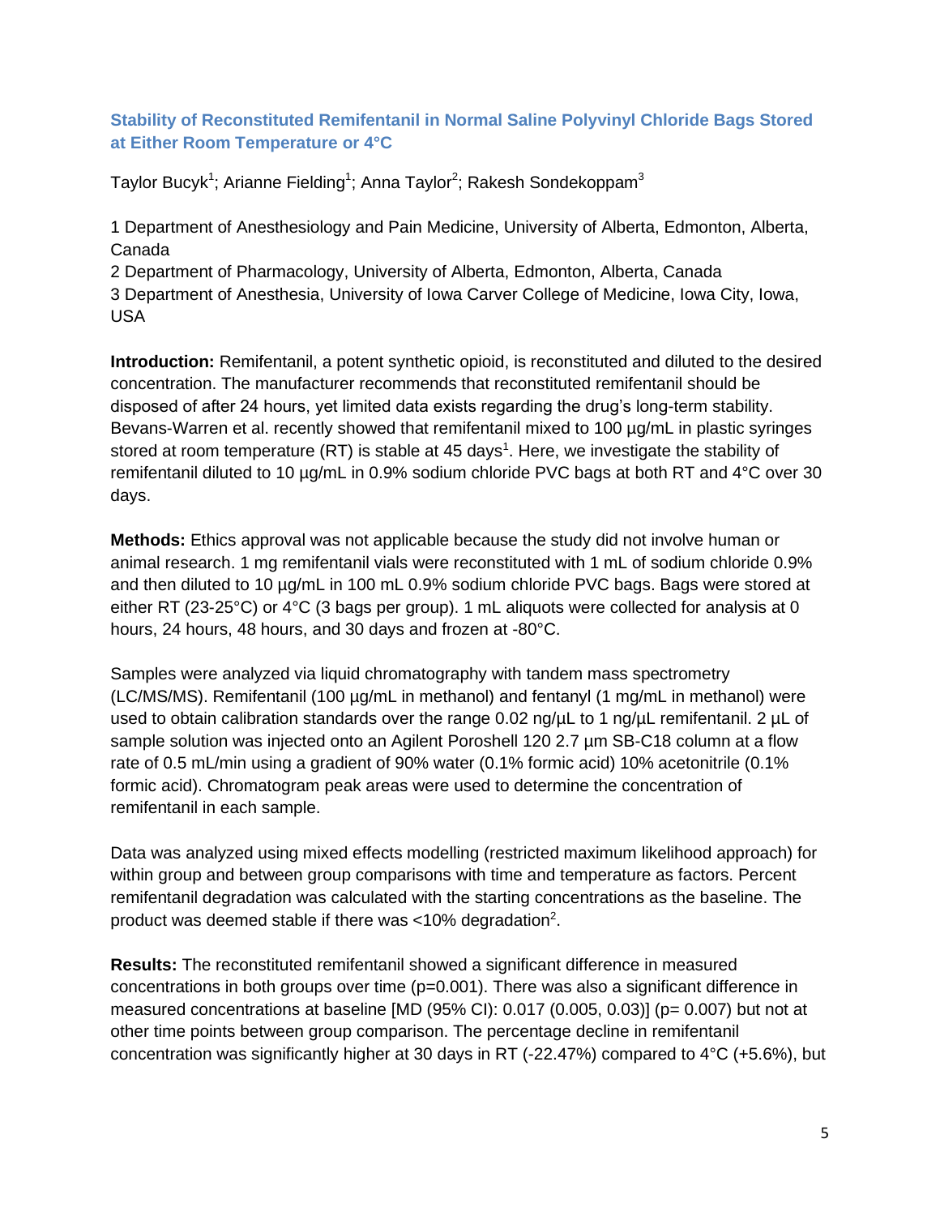### Stability of Reconstituted Remifentanil in Normal Saline Polyvinyl Chloride Bags Stored at Either Room Temperature or 4°C

Taylor Bucyk[1]; Arianne Fielding[1]; Anna Taylor[2]; Rakesh Sondekoppam[3]

1 Department of Anesthesiology and Pain Medicine, University of Alberta, Edmonton, Alberta, Canada
2 Department of Pharmacology, University of Alberta, Edmonton, Alberta, Canada
3 Department of Anesthesia, University of Iowa Carver College of Medicine, Iowa City, Iowa, USA

**Introduction:** Remifentanil, a potent synthetic opioid, is reconstituted and diluted to the desired concentration. The manufacturer recommends that reconstituted remifentanil should be disposed of after 24 hours, yet limited data exists regarding the drug's long-term stability. Bevans-Warren et al. recently showed that remifentanil mixed to 100 µg/mL in plastic syringes stored at room temperature (RT) is stable at 45 days[1]. Here, we investigate the stability of remifentanil diluted to 10 µg/mL in 0.9% sodium chloride PVC bags at both RT and 4°C over 30 days.

**Methods:** Ethics approval was not applicable because the study did not involve human or animal research. 1 mg remifentanil vials were reconstituted with 1 mL of sodium chloride 0.9% and then diluted to 10 µg/mL in 100 mL 0.9% sodium chloride PVC bags. Bags were stored at either RT (23-25°C) or 4°C (3 bags per group). 1 mL aliquots were collected for analysis at 0 hours, 24 hours, 48 hours, and 30 days and frozen at -80°C.

Samples were analyzed via liquid chromatography with tandem mass spectrometry (LC/MS/MS). Remifentanil (100 µg/mL in methanol) and fentanyl (1 mg/mL in methanol) were used to obtain calibration standards over the range 0.02 ng/µL to 1 ng/µL remifentanil. 2 µL of sample solution was injected onto an Agilent Poroshell 120 2.7 µm SB-C18 column at a flow rate of 0.5 mL/min using a gradient of 90% water (0.1% formic acid) 10% acetonitrile (0.1% formic acid). Chromatogram peak areas were used to determine the concentration of remifentanil in each sample.

Data was analyzed using mixed effects modelling (restricted maximum likelihood approach) for within group and between group comparisons with time and temperature as factors. Percent remifentanil degradation was calculated with the starting concentrations as the baseline. The product was deemed stable if there was <10% degradation[2].

**Results:** The reconstituted remifentanil showed a significant difference in measured concentrations in both groups over time ($p=0.001$). There was also a significant difference in measured concentrations at baseline [MD (95% CI): 0.017 (0.005, 0.03)] ($p= 0.007$) but not at other time points between group comparison. The percentage decline in remifentanil concentration was significantly higher at 30 days in RT (-22.47%) compared to 4°C (+5.6%), but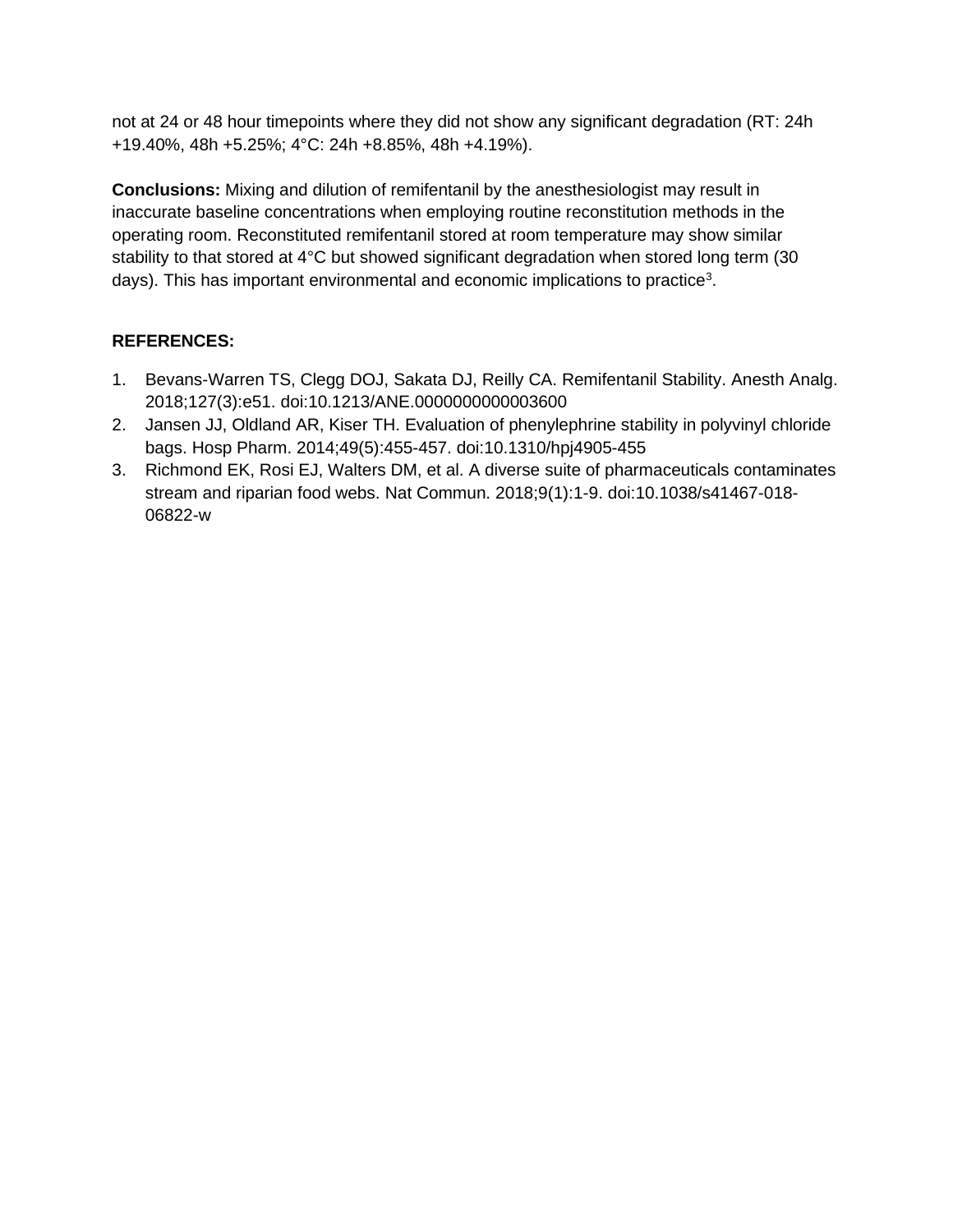not at 24 or 48 hour timepoints where they did not show any significant degradation (RT: 24h +19.40%, 48h +5.25%; 4°C: 24h +8.85%, 48h +4.19%).

**Conclusions:** Mixing and dilution of remifentanil by the anesthesiologist may result in inaccurate baseline concentrations when employing routine reconstitution methods in the operating room. Reconstituted remifentanil stored at room temperature may show similar stability to that stored at 4°C but showed significant degradation when stored long term (30 days). This has important environmental and economic implications to practice[3].

**REFERENCES:**

1. Bevans-Warren TS, Clegg DOJ, Sakata DJ, Reilly CA. Remifentanil Stability. Anesth Analg. 2018;127(3):e51. doi:10.1213/ANE.0000000000003600
2. Jansen JJ, Oldland AR, Kiser TH. Evaluation of phenylephrine stability in polyvinyl chloride bags. Hosp Pharm. 2014;49(5):455-457. doi:10.1310/hpj4905-455
3. Richmond EK, Rosi EJ, Walters DM, et al. A diverse suite of pharmaceuticals contaminates stream and riparian food webs. Nat Commun. 2018;9(1):1-9. doi:10.1038/s41467-018-06822-w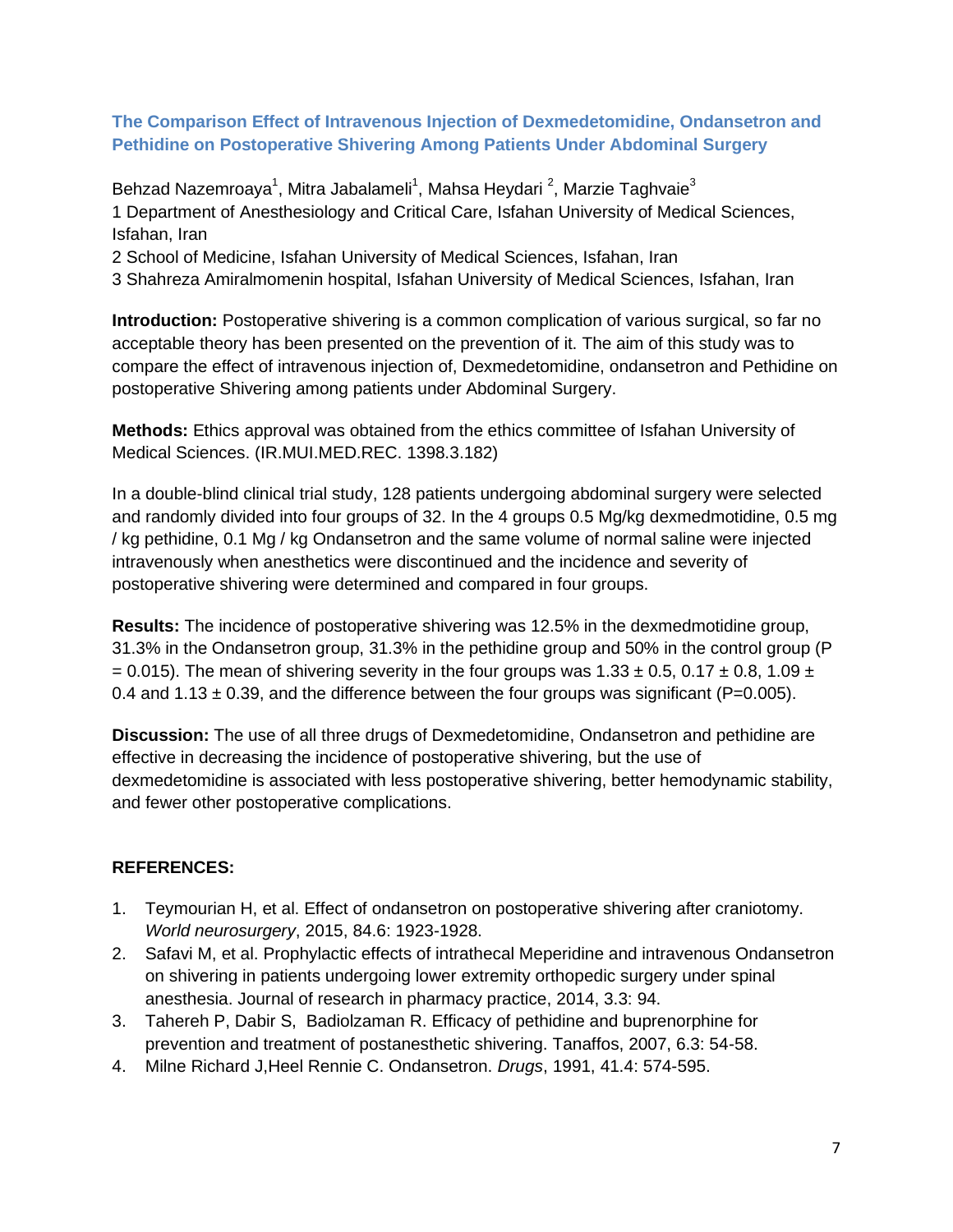## The Comparison Effect of Intravenous Injection of Dexmedetomidine, Ondansetron and Pethidine on Postoperative Shivering Among Patients Under Abdominal Surgery

Behzad Nazemroaya[1], Mitra Jabalameli[1], Mahsa Heydari [2], Marzie Taghvaie[3]

1 Department of Anesthesiology and Critical Care, Isfahan University of Medical Sciences, Isfahan, Iran

2 School of Medicine, Isfahan University of Medical Sciences, Isfahan, Iran

3 Shahreza Amiralmomenin hospital, Isfahan University of Medical Sciences, Isfahan, Iran

**Introduction:** Postoperative shivering is a common complication of various surgical, so far no acceptable theory has been presented on the prevention of it. The aim of this study was to compare the effect of intravenous injection of, Dexmedetomidine, ondansetron and Pethidine on postoperative Shivering among patients under Abdominal Surgery.

**Methods:** Ethics approval was obtained from the ethics committee of Isfahan University of Medical Sciences. (IR.MUI.MED.REC. 1398.3.182)

In a double-blind clinical trial study, 128 patients undergoing abdominal surgery were selected and randomly divided into four groups of 32. In the 4 groups 0.5 Mg/kg dexmedmotidine, 0.5 mg / kg pethidine, 0.1 Mg / kg Ondansetron and the same volume of normal saline were injected intravenously when anesthetics were discontinued and the incidence and severity of postoperative shivering were determined and compared in four groups.

**Results:** The incidence of postoperative shivering was 12.5% in the dexmedmotidine group, 31.3% in the Ondansetron group, 31.3% in the pethidine group and 50% in the control group ($P = 0.015$). The mean of shivering severity in the four groups was $1.33 \pm 0.5$, $0.17 \pm 0.8$, $1.09 \pm 0.4$ and $1.13 \pm 0.39$, and the difference between the four groups was significant ($P=0.005$).

**Discussion:** The use of all three drugs of Dexmedetomidine, Ondansetron and pethidine are effective in decreasing the incidence of postoperative shivering, but the use of dexmedetomidine is associated with less postoperative shivering, better hemodynamic stability, and fewer other postoperative complications.

**REFERENCES:**

1. Teymourian H, et al. Effect of ondansetron on postoperative shivering after craniotomy. *World neurosurgery*, 2015, 84.6: 1923-1928.
2. Safavi M, et al. Prophylactic effects of intrathecal Meperidine and intravenous Ondansetron on shivering in patients undergoing lower extremity orthopedic surgery under spinal anesthesia. Journal of research in pharmacy practice, 2014, 3.3: 94.
3. Tahereh P, Dabir S, Badiolzaman R. Efficacy of pethidine and buprenorphine for prevention and treatment of postanesthetic shivering. Tanaffos, 2007, 6.3: 54-58.
4. Milne Richard J,Heel Rennie C. Ondansetron. *Drugs*, 1991, 41.4: 574-595.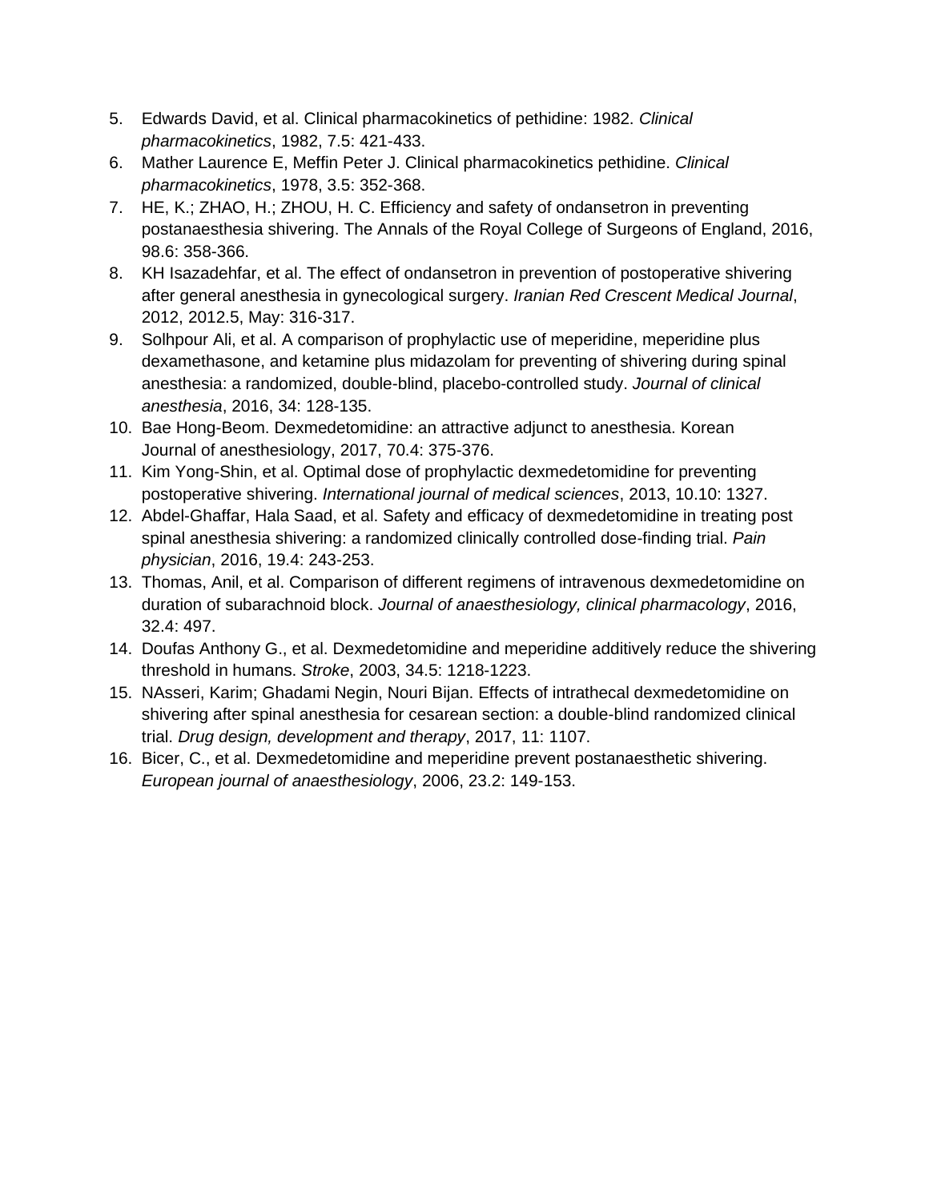5. Edwards David, et al. Clinical pharmacokinetics of pethidine: 1982. *Clinical pharmacokinetics*, 1982, 7.5: 421-433.
6. Mather Laurence E, Meffin Peter J. Clinical pharmacokinetics pethidine. *Clinical pharmacokinetics*, 1978, 3.5: 352-368.
7. HE, K.; ZHAO, H.; ZHOU, H. C. Efficiency and safety of ondansetron in preventing postanaesthesia shivering. The Annals of the Royal College of Surgeons of England, 2016, 98.6: 358-366.
8. KH Isazadehfar, et al. The effect of ondansetron in prevention of postoperative shivering after general anesthesia in gynecological surgery. *Iranian Red Crescent Medical Journal*, 2012, 2012.5, May: 316-317.
9. Solhpour Ali, et al. A comparison of prophylactic use of meperidine, meperidine plus dexamethasone, and ketamine plus midazolam for preventing of shivering during spinal anesthesia: a randomized, double-blind, placebo-controlled study. *Journal of clinical anesthesia*, 2016, 34: 128-135.
10. Bae Hong-Beom. Dexmedetomidine: an attractive adjunct to anesthesia. Korean Journal of anesthesiology, 2017, 70.4: 375-376.
11. Kim Yong-Shin, et al. Optimal dose of prophylactic dexmedetomidine for preventing postoperative shivering. *International journal of medical sciences*, 2013, 10.10: 1327.
12. Abdel-Ghaffar, Hala Saad, et al. Safety and efficacy of dexmedetomidine in treating post spinal anesthesia shivering: a randomized clinically controlled dose-finding trial. *Pain physician*, 2016, 19.4: 243-253.
13. Thomas, Anil, et al. Comparison of different regimens of intravenous dexmedetomidine on duration of subarachnoid block. *Journal of anaesthesiology, clinical pharmacology*, 2016, 32.4: 497.
14. Doufas Anthony G., et al. Dexmedetomidine and meperidine additively reduce the shivering threshold in humans. *Stroke*, 2003, 34.5: 1218-1223.
15. NAsseri, Karim; Ghadami Negin, Nouri Bijan. Effects of intrathecal dexmedetomidine on shivering after spinal anesthesia for cesarean section: a double-blind randomized clinical trial. *Drug design, development and therapy*, 2017, 11: 1107.
16. Bicer, C., et al. Dexmedetomidine and meperidine prevent postanaesthetic shivering. *European journal of anaesthesiology*, 2006, 23.2: 149-153.